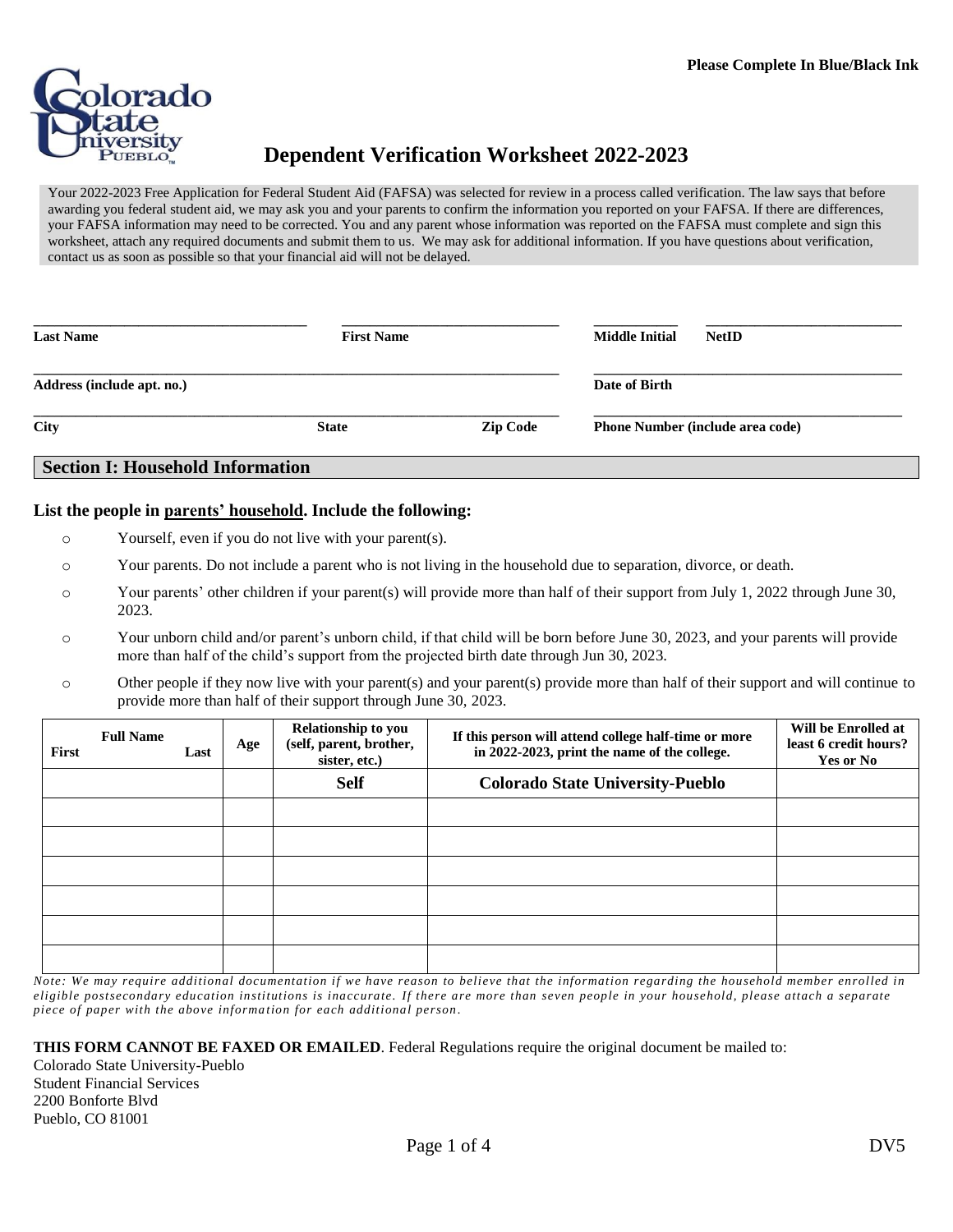**Please Complete In Blue/Black Ink**

# Dependent Verification Worksheet 2022-2023

Your 2022-2023 Free Application for Federal Student Aid (FAFSA) was selected for review in a process called verification. The law says that before awarding you federal student aid, we may ask you and your parents to confirm the information you reported on your FAFSA. If there are differences, your FAFSA information may need to be corrected. You and any parent whose information was reported on the FAFSA must complete and sign this worksheet, attach any required documents and submit them to us. We may ask for additional information. If you have questions about verification, contact us as soon as possible so that your financial aid will not be delayed.

| | | | |
|---|---|---|---|
| **Last Name** | **First Name** | **Middle Initial** | **NetID** |

| | |
|---|---|
| **Address (include apt. no.)** | **Date of Birth** |

| | | | |
|---|---|---|---|
| **City** | **State** | **Zip Code** | **Phone Number (include area code)** |

## Section I: Household Information

### List the people in parents' household. Include the following:

- Yourself, even if you do not live with your parent(s).
- Your parents. Do not include a parent who is not living in the household due to separation, divorce, or death.
- Your parents' other children if your parent(s) will provide more than half of their support from July 1, 2022 through June 30, 2023.
- Your unborn child and/or parent's unborn child, if that child will be born before June 30, 2023, and your parents will provide more than half of the child's support from the projected birth date through Jun 30, 2023.
- Other people if they now live with your parent(s) and your parent(s) provide more than half of their support and will continue to provide more than half of their support through June 30, 2023.

| Full Name<br>First Last | Age | Relationship to you (self, parent, brother, sister, etc.) | If this person will attend college half-time or more in 2022-2023, print the name of the college. | Will be Enrolled at least 6 credit hours? Yes or No |
|---|---|---|---|---|
| | | **Self** | **Colorado State University-Pueblo** | |
| | | | | |
| | | | | |
| | | | | |
| | | | | |
| | | | | |
| | | | | |

*Note: We may require additional documentation if we have reason to believe that the information regarding the household member enrolled in eligible postsecondary education institutions is inaccurate. If there are more than seven people in your household, please attach a separate piece of paper with the above information for each additional person.*

**THIS FORM CANNOT BE FAXED OR EMAILED**. Federal Regulations require the original document be mailed to:
Colorado State University-Pueblo
Student Financial Services
2200 Bonforte Blvd
Pueblo, CO 81001

DV5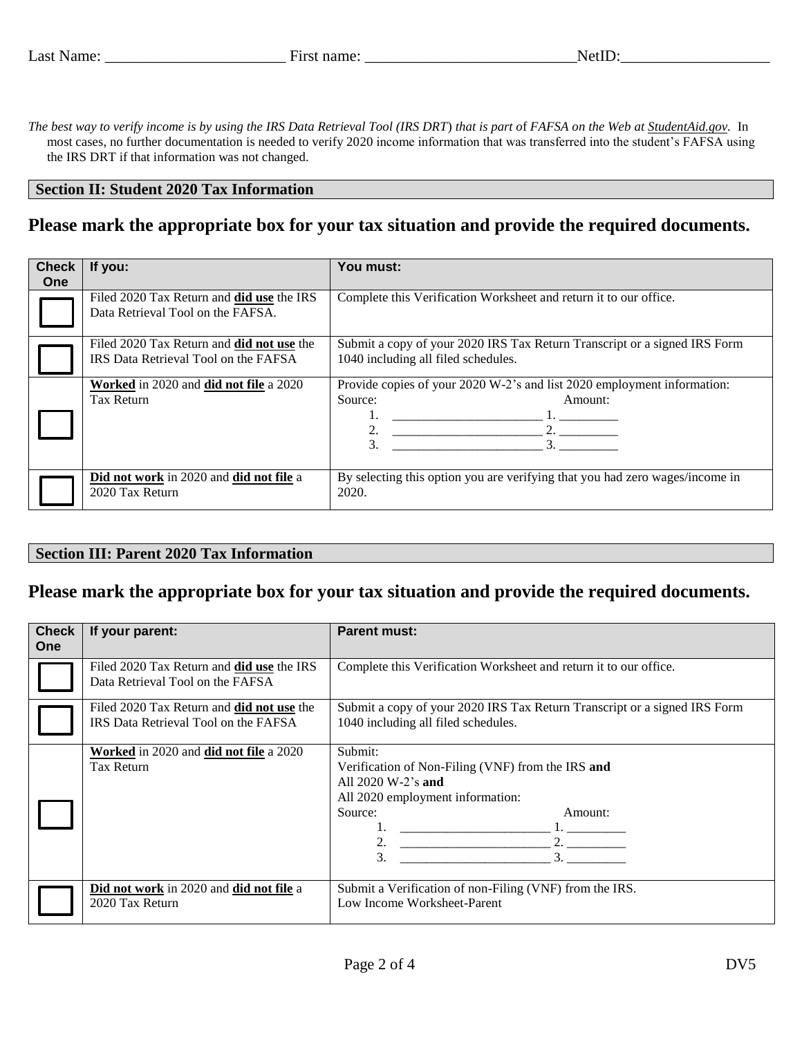Last Name: _______________________ First name: ___________________________NetID:___________________

*The best way to verify income is by using the IRS Data Retrieval Tool (IRS DRT) that is part of FAFSA on the Web at StudentAid.gov.* In most cases, no further documentation is needed to verify 2020 income information that was transferred into the student's FAFSA using the IRS DRT if that information was not changed.

## Section II: Student 2020 Tax Information

### Please mark the appropriate box for your tax situation and provide the required documents.

| Check One | If you: | You must: |
|---|---|---|
| ☐ | Filed 2020 Tax Return and **did use** the IRS Data Retrieval Tool on the FAFSA. | Complete this Verification Worksheet and return it to our office. |
| ☐ | Filed 2020 Tax Return and **did not use** the IRS Data Retrieval Tool on the FAFSA | Submit a copy of your 2020 IRS Tax Return Transcript or a signed IRS Form 1040 including all filed schedules. |
| ☐ | **Worked** in 2020 and **did not file** a 2020 Tax Return | Provide copies of your 2020 W-2's and list 2020 employment information:<br>Source: Amount:<br>1. _______________________ 1. _________<br>2. _______________________ 2. _________<br>3. _______________________ 3. _________ |
| ☐ | **Did not work** in 2020 and **did not file** a 2020 Tax Return | By selecting this option you are verifying that you had zero wages/income in 2020. |

## Section III: Parent 2020 Tax Information

### Please mark the appropriate box for your tax situation and provide the required documents.

| Check One | If your parent: | Parent must: |
|---|---|---|
| ☐ | Filed 2020 Tax Return and **did use** the IRS Data Retrieval Tool on the FAFSA | Complete this Verification Worksheet and return it to our office. |
| ☐ | Filed 2020 Tax Return and **did not use** the IRS Data Retrieval Tool on the FAFSA | Submit a copy of your 2020 IRS Tax Return Transcript or a signed IRS Form 1040 including all filed schedules. |
| ☐ | **Worked** in 2020 and **did not file** a 2020 Tax Return | Submit:<br>Verification of Non-Filing (VNF) from the IRS **and**<br>All 2020 W-2's **and**<br>All 2020 employment information:<br>Source: Amount:<br>1. _______________________ 1. _________<br>2. _______________________ 2. _________<br>3. _______________________ 3. _________ |
| ☐ | **Did not work** in 2020 and **did not file** a 2020 Tax Return | Submit a Verification of non-Filing (VNF) from the IRS.<br>Low Income Worksheet-Parent |

DV5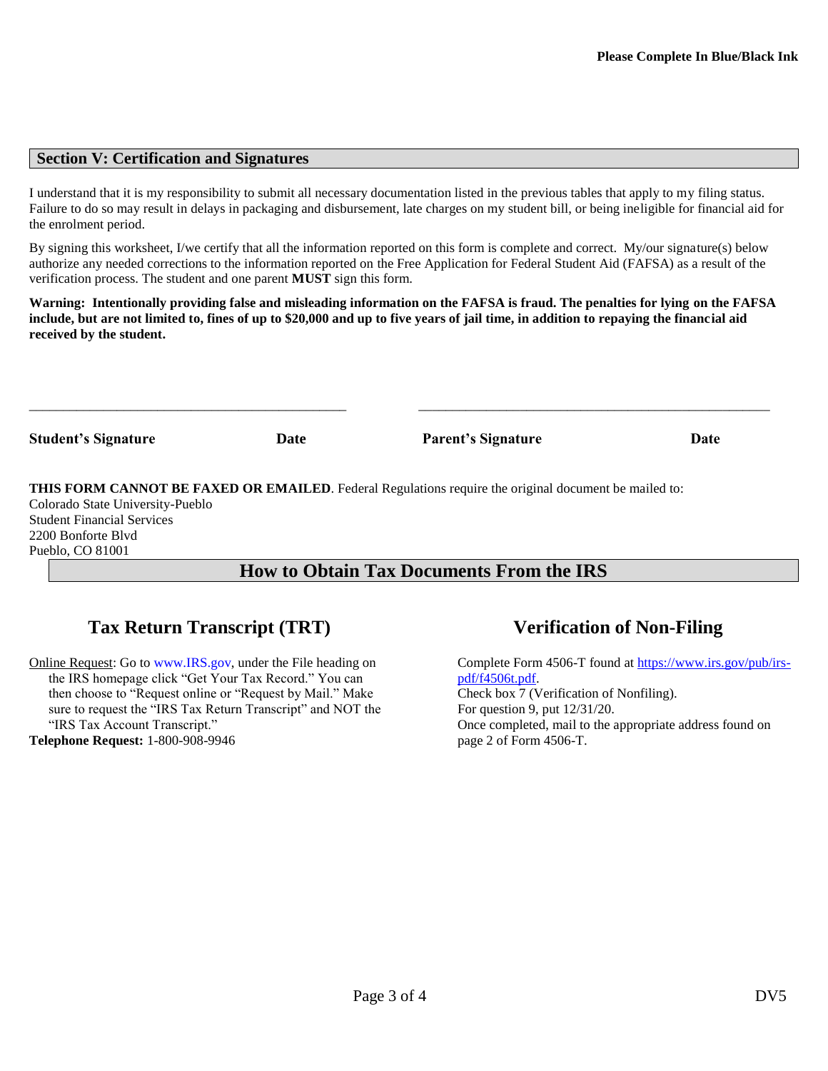**Please Complete In Blue/Black Ink**

## Section V: Certification and Signatures

I understand that it is my responsibility to submit all necessary documentation listed in the previous tables that apply to my filing status. Failure to do so may result in delays in packaging and disbursement, late charges on my student bill, or being ineligible for financial aid for the enrolment period.

By signing this worksheet, I/we certify that all the information reported on this form is complete and correct. My/our signature(s) below authorize any needed corrections to the information reported on the Free Application for Federal Student Aid (FAFSA) as a result of the verification process. The student and one parent **MUST** sign this form.

**Warning: Intentionally providing false and misleading information on the FAFSA is fraud. The penalties for lying on the FAFSA include, but are not limited to, fines of up to $20,000 and up to five years of jail time, in addition to repaying the financial aid received by the student.**

\_\_\_\_\_\_\_\_\_\_\_\_\_\_\_\_\_\_\_\_\_\_\_\_\_\_\_\_\_\_\_\_\_\_\_\_\_\_\_\_\_\_\_\_ \_\_\_\_\_\_\_\_\_\_\_\_\_\_\_\_\_\_\_\_\_\_\_\_\_\_\_\_\_\_\_\_\_\_\_\_\_\_\_\_\_\_\_\_\_\_\_\_\_\_

**Student's Signature** **Date** **Parent's Signature** **Date**

**THIS FORM CANNOT BE FAXED OR EMAILED**. Federal Regulations require the original document be mailed to:
Colorado State University-Pueblo
Student Financial Services
2200 Bonforte Blvd
Pueblo, CO 81001

## How to Obtain Tax Documents From the IRS

### Tax Return Transcript (TRT)

Online Request: Go to www.IRS.gov, under the File heading on the IRS homepage click "Get Your Tax Record." You can then choose to "Request online or "Request by Mail." Make sure to request the "IRS Tax Return Transcript" and NOT the "IRS Tax Account Transcript."

**Telephone Request:** 1-800-908-9946

### Verification of Non-Filing

Complete Form 4506-T found at https://www.irs.gov/pub/irs-pdf/f4506t.pdf.
Check box 7 (Verification of Nonfiling).
For question 9, put 12/31/20.
Once completed, mail to the appropriate address found on page 2 of Form 4506-T.

DV5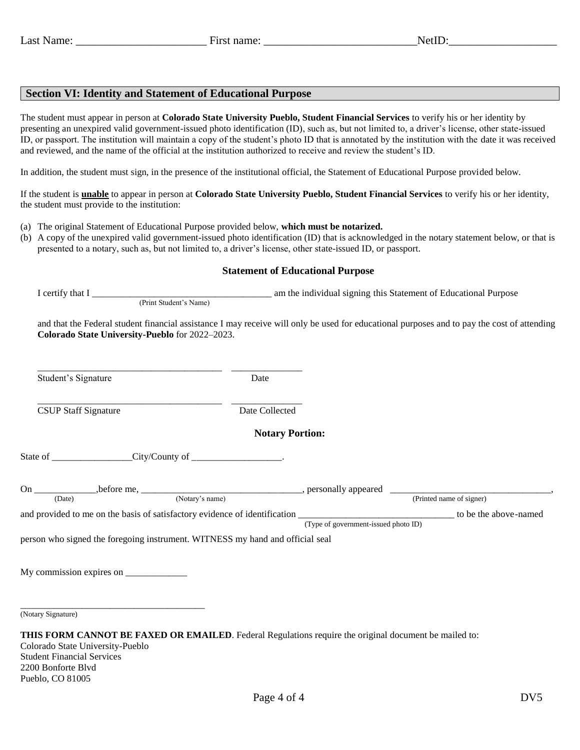Last Name: _______________________ First name: ___________________________NetID:___________________

## Section VI: Identity and Statement of Educational Purpose

The student must appear in person at **Colorado State University Pueblo, Student Financial Services** to verify his or her identity by presenting an unexpired valid government-issued photo identification (ID), such as, but not limited to, a driver's license, other state-issued ID, or passport. The institution will maintain a copy of the student's photo ID that is annotated by the institution with the date it was received and reviewed, and the name of the official at the institution authorized to receive and review the student's ID.

In addition, the student must sign, in the presence of the institutional official, the Statement of Educational Purpose provided below.

If the student is **unable** to appear in person at **Colorado State University Pueblo, Student Financial Services** to verify his or her identity, the student must provide to the institution:

(a) The original Statement of Educational Purpose provided below, **which must be notarized.**
(b) A copy of the unexpired valid government-issued photo identification (ID) that is acknowledged in the notary statement below, or that is presented to a notary, such as, but not limited to, a driver's license, other state-issued ID, or passport.

### Statement of Educational Purpose

I certify that I _____________________________________ am the individual signing this Statement of Educational Purpose
(Print Student's Name)

and that the Federal student financial assistance I may receive will only be used for educational purposes and to pay the cost of attending **Colorado State University-Pueblo** for 2022–2023.

_______________________________________ _______________
Student's Signature Date

_______________________________________ _______________
CSUP Staff Signature Date Collected

### Notary Portion:

State of _________________City/County of ___________________.

On _____________,before me, _________________________________, personally appeared _________________________________,
(Date) (Notary's name) (Printed name of signer)

and provided to me on the basis of satisfactory evidence of identification ________________________________ to be the above-named
(Type of government-issued photo ID)

person who signed the foregoing instrument. WITNESS my hand and official seal

My commission expires on _____________

_______________________________________
(Notary Signature)

**THIS FORM CANNOT BE FAXED OR EMAILED**. Federal Regulations require the original document be mailed to:
Colorado State University-Pueblo
Student Financial Services
2200 Bonforte Blvd
Pueblo, CO 81005

DV5